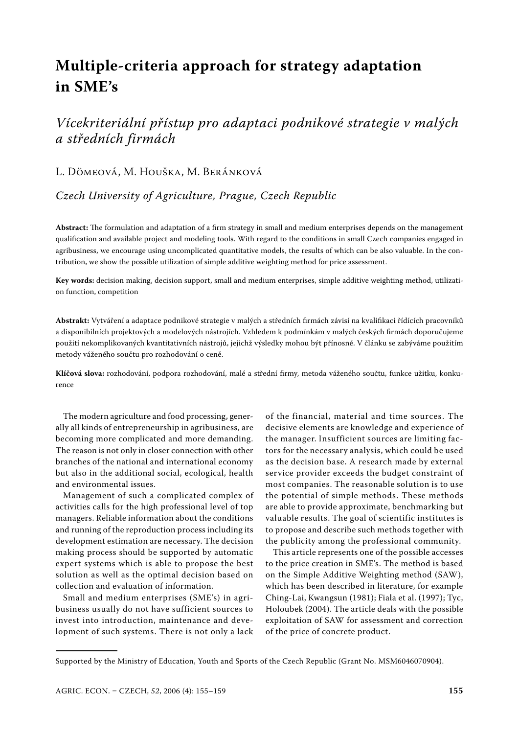# Multiple-criteria approach for strategy adaptation in SME's

## *Vícekriteriální přístup pro adaptaci podnikové strategie v malých a středních firmách*

L. Dömeová, M. Houška, M. Beránková

*Czech University of Agriculture, Prague, Czech Republic*

**Abstract:** The formulation and adaptation of a firm strategy in small and medium enterprises depends on the management qualification and available project and modeling tools. With regard to the conditions in small Czech companies engaged in agribusiness, we encourage using uncomplicated quantitative models, the results of which can be also valuable. In the contribution, we show the possible utilization of simple additive weighting method for price assessment.

**Key words:** decision making, decision support, small and medium enterprises, simple additive weighting method, utilization function, competition

**Abstrakt:** Vytváření a adaptace podnikové strategie v malých a středních firmách závisí na kvalifikaci řídících pracovníků a disponibilních projektových a modelových nástrojích. Vzhledem k podmínkám v malých českých firmách doporučujeme použití nekomplikovaných kvantitativních nástrojů, jejichž výsledky mohou být přínosné. V článku se zabýváme použitím metody váženého součtu pro rozhodování o ceně.

**Klíčová slova:** rozhodování, podpora rozhodování, malé a střední firmy, metoda váženého součtu, funkce užitku, konkurence

The modern agriculture and food processing, generally all kinds of entrepreneurship in agribusiness, are becoming more complicated and more demanding. The reason is not only in closer connection with other branches of the national and international economy but also in the additional social, ecological, health and environmental issues.

Management of such a complicated complex of activities calls for the high professional level of top managers. Reliable information about the conditions and running of the reproduction process including its development estimation are necessary. The decision making process should be supported by automatic expert systems which is able to propose the best solution as well as the optimal decision based on collection and evaluation of information.

Small and medium enterprises (SME's) in agribusiness usually do not have sufficient sources to invest into introduction, maintenance and development of such systems. There is not only a lack of the financial, material and time sources. The decisive elements are knowledge and experience of the manager. Insufficient sources are limiting factors for the necessary analysis, which could be used as the decision base. A research made by external service provider exceeds the budget constraint of most companies. The reasonable solution is to use the potential of simple methods. These methods are able to provide approximate, benchmarking but valuable results. The goal of scientific institutes is to propose and describe such methods together with the publicity among the professional community.

This article represents one of the possible accesses to the price creation in SME's. The method is based on the Simple Additive Weighting method (SAW), which has been described in literature, for example Ching-Lai, Kwangsun (1981); Fiala et al. (1997); Tyc, Holoubek (2004). The article deals with the possible exploitation of SAW for assessment and correction of the price of concrete product.

Supported by the Ministry of Education, Youth and Sports of the Czech Republic (Grant No. MSM6046070904).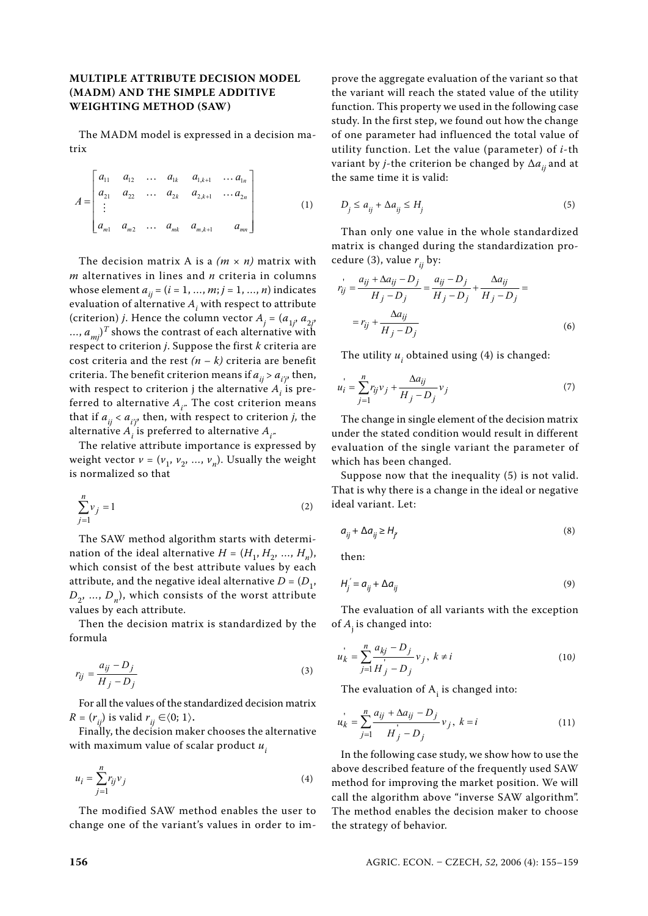## MULTIPLE ATTRIBUTE DECISION MODEL (MADM) AND THE SIMPLE ADDITIVE WEIGHTING METHOD (SAW)

The MADM model is expressed in a decision matrix

$$A = \begin{bmatrix} a_{11} & a_{12} & \dots & a_{1k} & a_{1,k+1} & \dots a_{1n} \\ a_{21} & a_{22} & \dots & a_{2k} & a_{2,k+1} & \dots a_{2n} \\ \vdots & & & & & \\ a_{m1} & a_{m2} & \dots & a_{mk} & a_{m,k+1} & a_{mn} \end{bmatrix} \quad (1)$$

The decision matrix A is a $(m \times n)$ matrix with $m$ alternatives in lines and $n$ criteria in columns whose element $a_{ij} = (i = 1, \dots, m; j = 1, \dots, n)$ indicates evaluation of alternative $A_i$ with respect to attribute (criterion) $j$. Hence the column vector $A_j = (a_{1j}, a_{2j}, \dots, a_{mj})^T$ shows the contrast of each alternative with respect to criterion $j$. Suppose the first $k$ criteria are cost criteria and the rest $(n - k)$ criteria are benefit criteria. The benefit criterion means if $a_{ij} > a_{i'j}$, then, with respect to criterion j the alternative $A_i$ is preferred to alternative $A_{i'}$. The cost criterion means that if $a_{ij} < a_{i'j}$, then, with respect to criterion $j$, the alternative $A_i$ is preferred to alternative $A_{i'}$.

The relative attribute importance is expressed by weight vector $v = (v_1, v_2, \dots, v_n)$. Usually the weight is normalized so that

$$\sum_{j=1}^{n} v_j = 1 \quad (2)$$

The SAW method algorithm starts with determination of the ideal alternative $H = (H_1, H_2, \dots, H_n)$, which consist of the best attribute values by each attribute, and the negative ideal alternative $D = (D_1, D_2, \dots, D_n)$, which consists of the worst attribute values by each attribute.

Then the decision matrix is standardized by the formula

$$r_{ij} = \frac{a_{ij} - D_j}{H_j - D_j} \quad (3)$$

For all the values of the standardized decision matrix $R = (r_{ij})$ is valid $r_{ij} \in \langle 0; 1 \rangle$.

Finally, the decision maker chooses the alternative with maximum value of scalar product $u_i$

$$u_i = \sum_{j=1}^{n} r_{ij} v_j \quad (4)$$

The modified SAW method enables the user to change one of the variant's values in order to improve the aggregate evaluation of the variant so that the variant will reach the stated value of the utility function. This property we used in the following case study. In the first step, we found out how the change of one parameter had influenced the total value of utility function. Let the value (parameter) of $i$-th variant by $j$-the criterion be changed by $\Delta a_{ij}$ and at the same time it is valid:

$$D_j \leq a_{ij} + \Delta a_{ij} \leq H_j \quad (5)$$

Than only one value in the whole standardized matrix is changed during the standardization procedure (3), value $r_{ij}$ by:

$$r_{ij}^{'} = \frac{a_{ij} + \Delta a_{ij} - D_j}{H_j - D_j} = \frac{a_{ij} - D_j}{H_j - D_j} + \frac{\Delta a_{ij}}{H_j - D_j} = r_{ij} + \frac{\Delta a_{ij}}{H_j - D_j} \quad (6)$$

The utility $u_i$ obtained using (4) is changed:

$$u_i^{'} = \sum_{j=1}^{n} r_{ij} v_j + \frac{\Delta a_{ij}}{H_j - D_j} v_j \quad (7)$$

The change in single element of the decision matrix under the stated condition would result in different evaluation of the single variant the parameter of which has been changed.

Suppose now that the inequality (5) is not valid. That is why there is a change in the ideal or negative ideal variant. Let:

$$a_{ij} + \Delta a_{ij} \geq H_j, \quad (8)$$

then:

$$H_j^{'} = a_{ij} + \Delta a_{ij} \quad (9)$$

The evaluation of all variants with the exception of $A_j$ is changed into:

$$u_k^{'} = \sum_{j=1}^{n} \frac{a_{kj} - D_j}{H_j^{'} - D_j} v_j, \; k \neq i \quad (10)$$

The evaluation of $A_i$ is changed into:

$$u_k^{'} = \sum_{j=1}^{n} \frac{a_{ij} + \Delta a_{ij} - D_j}{H_j^{'} - D_j} v_j, \; k = i \quad (11)$$

In the following case study, we show how to use the above described feature of the frequently used SAW method for improving the market position. We will call the algorithm above "inverse SAW algorithm". The method enables the decision maker to choose the strategy of behavior.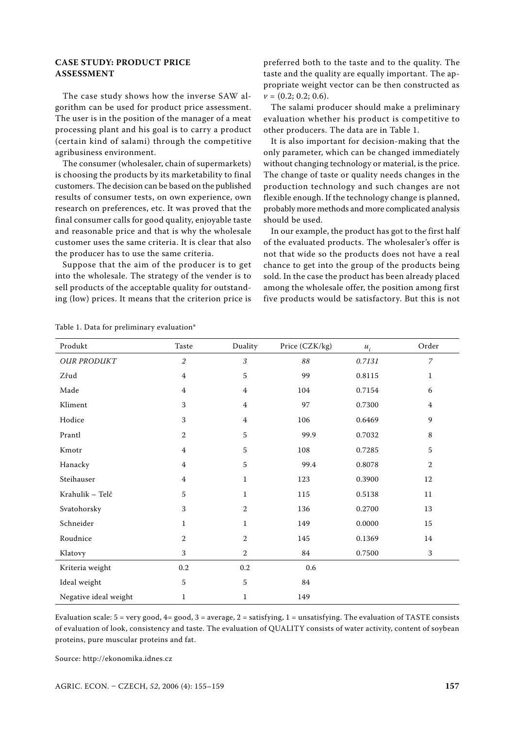## CASE STUDY: PRODUCT PRICE ASSESSMENT

The case study shows how the inverse SAW algorithm can be used for product price assessment. The user is in the position of the manager of a meat processing plant and his goal is to carry a product (certain kind of salami) through the competitive agribusiness environment.

The consumer (wholesaler, chain of supermarkets) is choosing the products by its marketability to final customers. The decision can be based on the published results of consumer tests, on own experience, own research on preferences, etc. It was proved that the final consumer calls for good quality, enjoyable taste and reasonable price and that is why the wholesale customer uses the same criteria. It is clear that also the producer has to use the same criteria.

Suppose that the aim of the producer is to get into the wholesale. The strategy of the vender is to sell products of the acceptable quality for outstanding (low) prices. It means that the criterion price is preferred both to the taste and to the quality. The taste and the quality are equally important. The appropriate weight vector can be then constructed as $v = (0.2; 0.2; 0.6)$.

The salami producer should make a preliminary evaluation whether his product is competitive to other producers. The data are in Table 1.

It is also important for decision-making that the only parameter, which can be changed immediately without changing technology or material, is the price. The change of taste or quality needs changes in the production technology and such changes are not flexible enough. If the technology change is planned, probably more methods and more complicated analysis should be used.

In our example, the product has got to the first half of the evaluated products. The wholesaler's offer is not that wide so the products does not have a real chance to get into the group of the products being sold. In the case the product has been already placed among the wholesale offer, the position among first five products would be satisfactory. But this is not

Table 1. Data for preliminary evaluation*

| Produkt | Taste | Duality | Price (CZK/kg) | $u_i$ | Order |
|---|---|---|---|---|---|
| *OUR PRODUKT* | *2* | *3* | *88* | *0.7131* | *7* |
| Zřud | 4 | 5 | 99 | 0.8115 | 1 |
| Made | 4 | 4 | 104 | 0.7154 | 6 |
| Kliment | 3 | 4 | 97 | 0.7300 | 4 |
| Hodice | 3 | 4 | 106 | 0.6469 | 9 |
| Prantl | 2 | 5 | 99.9 | 0.7032 | 8 |
| Kmotr | 4 | 5 | 108 | 0.7285 | 5 |
| Hanacky | 4 | 5 | 99.4 | 0.8078 | 2 |
| Steihauser | 4 | 1 | 123 | 0.3900 | 12 |
| Krahulik – Telč | 5 | 1 | 115 | 0.5138 | 11 |
| Svatohorsky | 3 | 2 | 136 | 0.2700 | 13 |
| Schneider | 1 | 1 | 149 | 0.0000 | 15 |
| Roudnice | 2 | 2 | 145 | 0.1369 | 14 |
| Klatovy | 3 | 2 | 84 | 0.7500 | 3 |
| Kriteria weight | 0.2 | 0.2 | 0.6 | | |
| Ideal weight | 5 | 5 | 84 | | |
| Negative ideal weight | 1 | 1 | 149 | | |

Evaluation scale: 5 = very good, 4= good, 3 = average, 2 = satisfying, 1 = unsatisfying. The evaluation of TASTE consists of evaluation of look, consistency and taste. The evaluation of QUALITY consists of water activity, content of soybean proteins, pure muscular proteins and fat.

Source: http://ekonomika.idnes.cz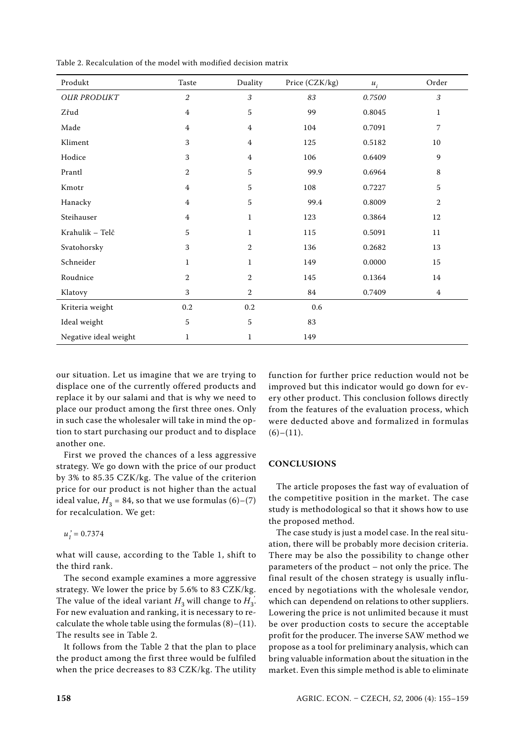Table 2. Recalculation of the model with modified decision matrix

| Produkt | Taste | Duality | Price (CZK/kg) | $u_i$ | Order |
|---|---|---|---|---|---|
| *OUR PRODUKT* | *2* | *3* | *83* | *0.7500* | *3* |
| Zřud | 4 | 5 | 99 | 0.8045 | 1 |
| Made | 4 | 4 | 104 | 0.7091 | 7 |
| Kliment | 3 | 4 | 125 | 0.5182 | 10 |
| Hodice | 3 | 4 | 106 | 0.6409 | 9 |
| Prantl | 2 | 5 | 99.9 | 0.6964 | 8 |
| Kmotr | 4 | 5 | 108 | 0.7227 | 5 |
| Hanacky | 4 | 5 | 99.4 | 0.8009 | 2 |
| Steihauser | 4 | 1 | 123 | 0.3864 | 12 |
| Krahulik – Telč | 5 | 1 | 115 | 0.5091 | 11 |
| Svatohorsky | 3 | 2 | 136 | 0.2682 | 13 |
| Schneider | 1 | 1 | 149 | 0.0000 | 15 |
| Roudnice | 2 | 2 | 145 | 0.1364 | 14 |
| Klatovy | 3 | 2 | 84 | 0.7409 | 4 |
| Kriteria weight | 0.2 | 0.2 | 0.6 | | |
| Ideal weight | 5 | 5 | 83 | | |
| Negative ideal weight | 1 | 1 | 149 | | |

our situation. Let us imagine that we are trying to displace one of the currently offered products and replace it by our salami and that is why we need to place our product among the first three ones. Only in such case the wholesaler will take in mind the option to start purchasing our product and to displace another one.

First we proved the chances of a less aggressive strategy. We go down with the price of our product by 3% to 85.35 CZK/kg. The value of the criterion price for our product is not higher than the actual ideal value, $H_3 = 84$, so that we use formulas (6)–(7) for recalculation. We get:

$u_1' = 0.7374$

what will cause, according to the Table 1, shift to the third rank.

The second example examines a more aggressive strategy. We lower the price by 5.6% to 83 CZK/kg. The value of the ideal variant $H_3$ will change to $H_3'$. For new evaluation and ranking, it is necessary to recalculate the whole table using the formulas (8)–(11). The results see in Table 2.

It follows from the Table 2 that the plan to place the product among the first three would be fulfiled when the price decreases to 83 CZK/kg. The utility function for further price reduction would not be improved but this indicator would go down for every other product. This conclusion follows directly from the features of the evaluation process, which were deducted above and formalized in formulas (6)–(11).

## CONCLUSIONS

The article proposes the fast way of evaluation of the competitive position in the market. The case study is methodological so that it shows how to use the proposed method.

The case study is just a model case. In the real situation, there will be probably more decision criteria. There may be also the possibility to change other parameters of the product – not only the price. The final result of the chosen strategy is usually influenced by negotiations with the wholesale vendor, which can dependend on relations to other suppliers. Lowering the price is not unlimited because it must be over production costs to secure the acceptable profit for the producer. The inverse SAW method we propose as a tool for preliminary analysis, which can bring valuable information about the situation in the market. Even this simple method is able to eliminate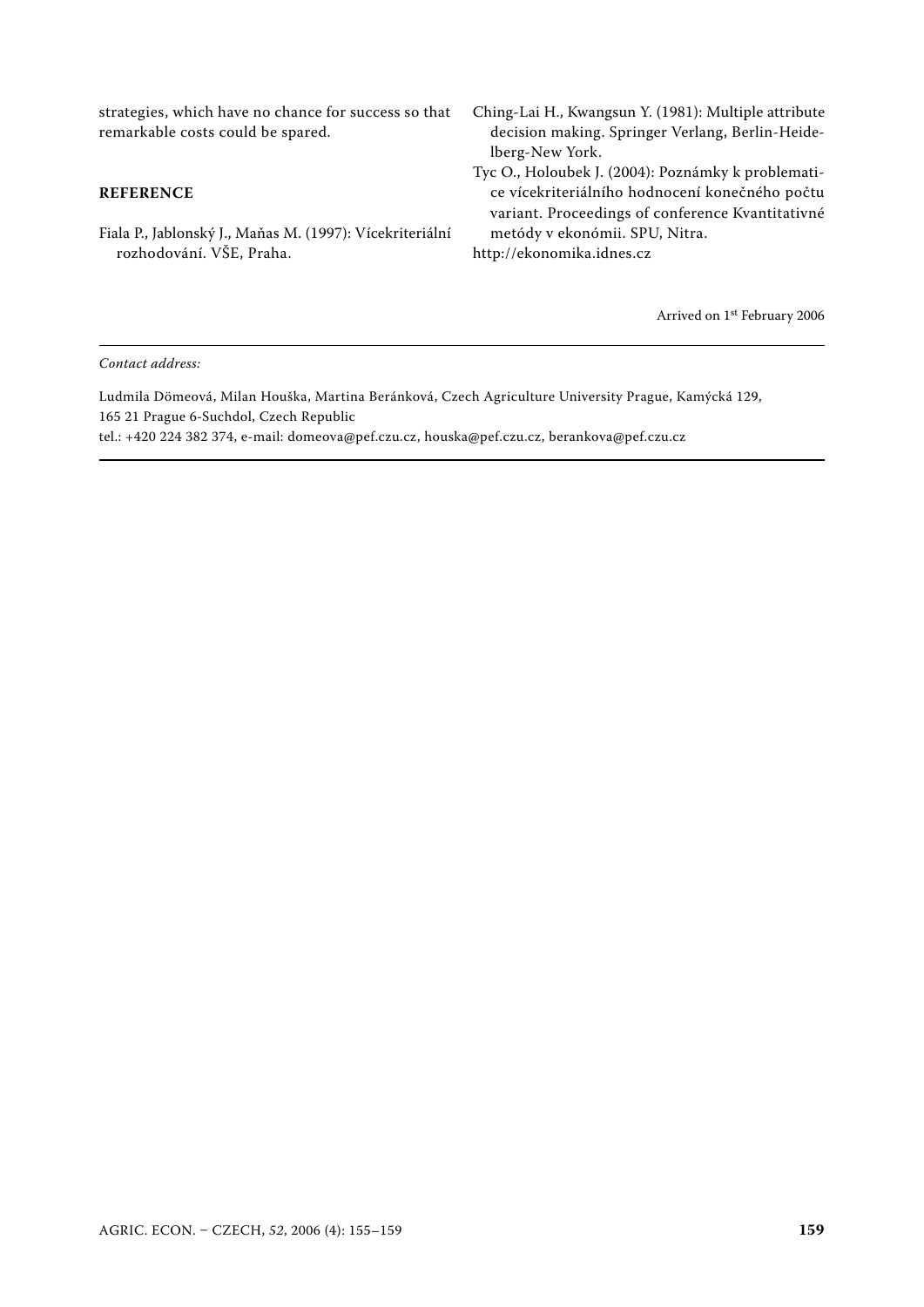strategies, which have no chance for success so that remarkable costs could be spared.

## REFERENCE

Fiala P., Jablonský J., Maňas M. (1997): Vícekriteriální rozhodování. VŠE, Praha.

Ching-Lai H., Kwangsun Y. (1981): Multiple attribute decision making. Springer Verlang, Berlin-Heidelberg-New York.

Tyc O., Holoubek J. (2004): Poznámky k problematice vícekriteriálního hodnocení konečného počtu variant. Proceedings of conference Kvantitativné metódy v ekonómii. SPU, Nitra.

http://ekonomika.idnes.cz

Arrived on 1st February 2006

*Contact address:*

Ludmila Dömeová, Milan Houška, Martina Beránková, Czech Agriculture University Prague, Kamýcká 129, 165 21 Prague 6-Suchdol, Czech Republic
tel.: +420 224 382 374, e-mail: domeova@pef.czu.cz, houska@pef.czu.cz, berankova@pef.czu.cz